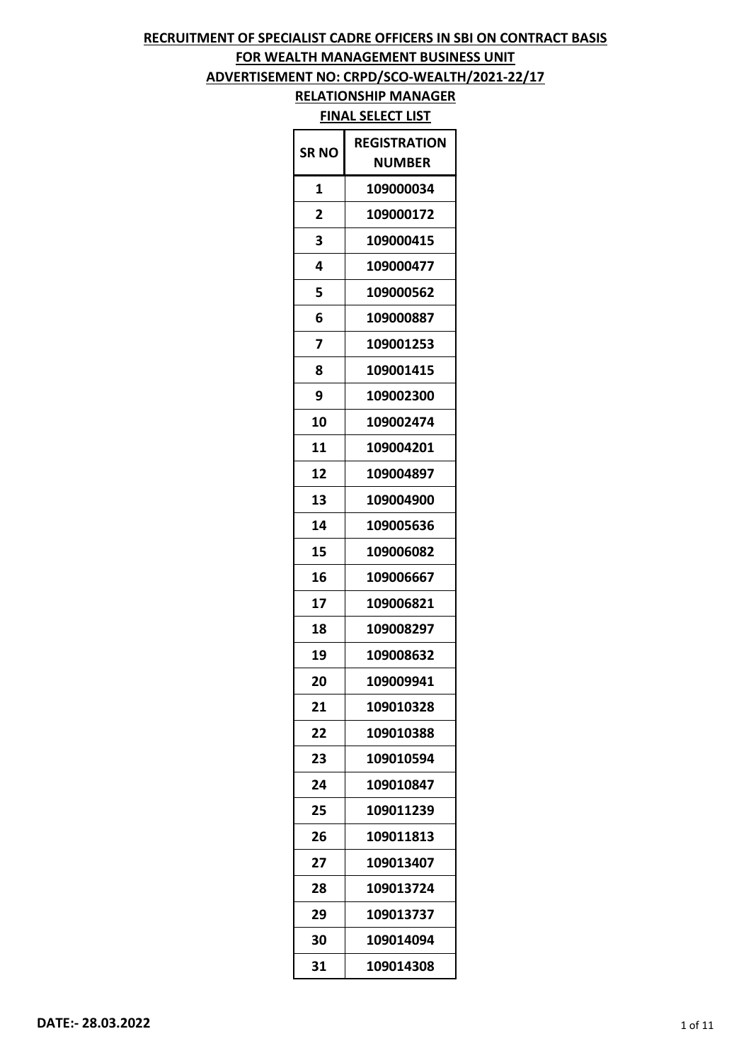**RECRUITMENT OF SPECIALIST CADRE OFFICERS IN SBI ON CONTRACT BASIS**

**FOR WEALTH MANAGEMENT BUSINESS UNIT**

**ADVERTISEMENT NO: CRPD/SCO-WEALTH/2021-22/17**

**RELATIONSHIP MANAGER**

**FINAL SELECT LIST**

| SR NO | REGISTRATION NUMBER |
|---|---|
| 1 | 109000034 |
| 2 | 109000172 |
| 3 | 109000415 |
| 4 | 109000477 |
| 5 | 109000562 |
| 6 | 109000887 |
| 7 | 109001253 |
| 8 | 109001415 |
| 9 | 109002300 |
| 10 | 109002474 |
| 11 | 109004201 |
| 12 | 109004897 |
| 13 | 109004900 |
| 14 | 109005636 |
| 15 | 109006082 |
| 16 | 109006667 |
| 17 | 109006821 |
| 18 | 109008297 |
| 19 | 109008632 |
| 20 | 109009941 |
| 21 | 109010328 |
| 22 | 109010388 |
| 23 | 109010594 |
| 24 | 109010847 |
| 25 | 109011239 |
| 26 | 109011813 |
| 27 | 109013407 |
| 28 | 109013724 |
| 29 | 109013737 |
| 30 | 109014094 |
| 31 | 109014308 |

**DATE:- 28.03.2022**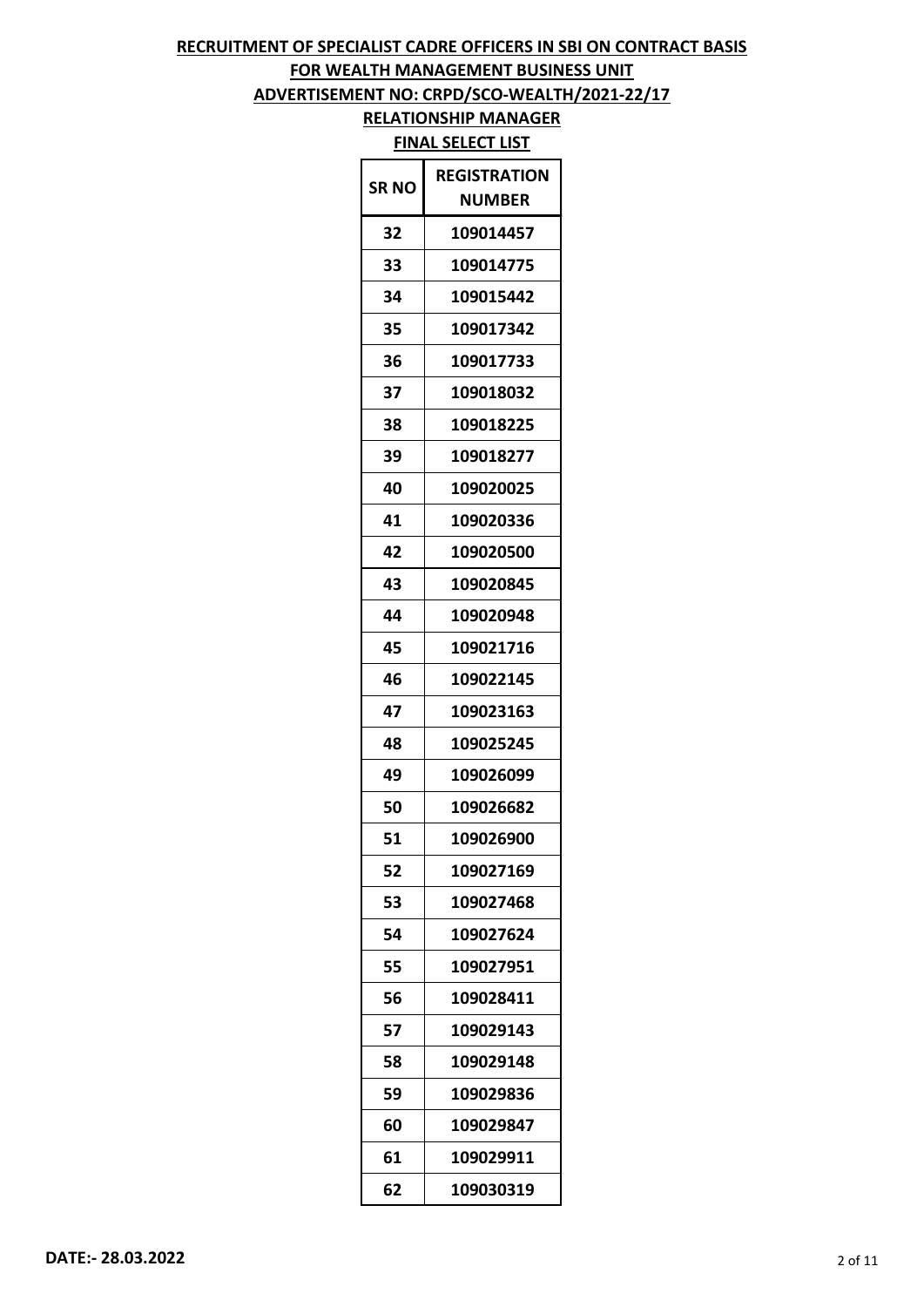**RECRUITMENT OF SPECIALIST CADRE OFFICERS IN SBI ON CONTRACT BASIS**

**FOR WEALTH MANAGEMENT BUSINESS UNIT**

**ADVERTISEMENT NO: CRPD/SCO-WEALTH/2021-22/17**

**RELATIONSHIP MANAGER**

**FINAL SELECT LIST**

| SR NO | REGISTRATION NUMBER |
|---|---|
| 32 | 109014457 |
| 33 | 109014775 |
| 34 | 109015442 |
| 35 | 109017342 |
| 36 | 109017733 |
| 37 | 109018032 |
| 38 | 109018225 |
| 39 | 109018277 |
| 40 | 109020025 |
| 41 | 109020336 |
| 42 | 109020500 |
| 43 | 109020845 |
| 44 | 109020948 |
| 45 | 109021716 |
| 46 | 109022145 |
| 47 | 109023163 |
| 48 | 109025245 |
| 49 | 109026099 |
| 50 | 109026682 |
| 51 | 109026900 |
| 52 | 109027169 |
| 53 | 109027468 |
| 54 | 109027624 |
| 55 | 109027951 |
| 56 | 109028411 |
| 57 | 109029143 |
| 58 | 109029148 |
| 59 | 109029836 |
| 60 | 109029847 |
| 61 | 109029911 |
| 62 | 109030319 |

**DATE:- 28.03.2022**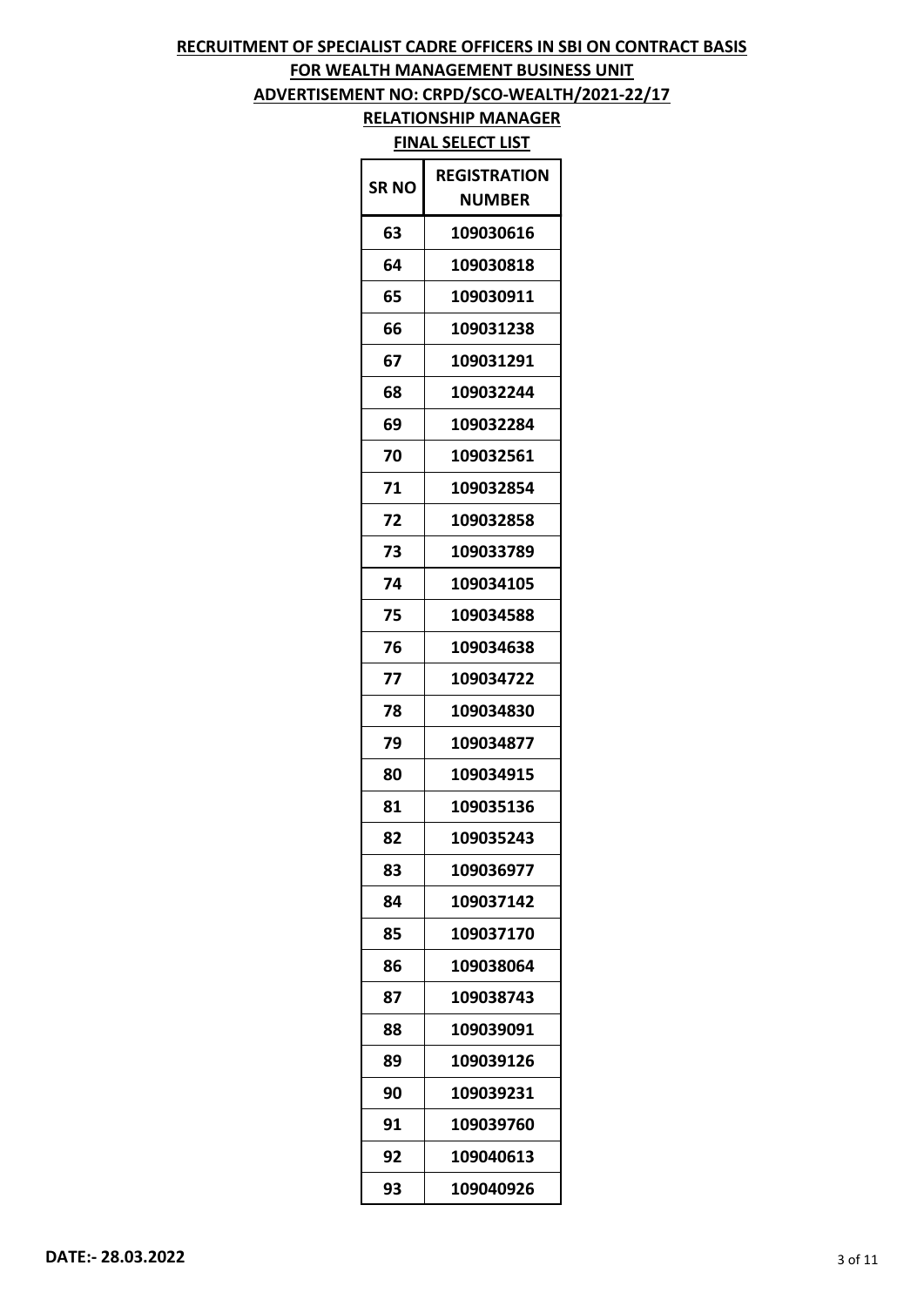**RECRUITMENT OF SPECIALIST CADRE OFFICERS IN SBI ON CONTRACT BASIS**

**FOR WEALTH MANAGEMENT BUSINESS UNIT**

**ADVERTISEMENT NO: CRPD/SCO-WEALTH/2021-22/17**

**RELATIONSHIP MANAGER**

**FINAL SELECT LIST**

| SR NO | REGISTRATION NUMBER |
|---|---|
| 63 | 109030616 |
| 64 | 109030818 |
| 65 | 109030911 |
| 66 | 109031238 |
| 67 | 109031291 |
| 68 | 109032244 |
| 69 | 109032284 |
| 70 | 109032561 |
| 71 | 109032854 |
| 72 | 109032858 |
| 73 | 109033789 |
| 74 | 109034105 |
| 75 | 109034588 |
| 76 | 109034638 |
| 77 | 109034722 |
| 78 | 109034830 |
| 79 | 109034877 |
| 80 | 109034915 |
| 81 | 109035136 |
| 82 | 109035243 |
| 83 | 109036977 |
| 84 | 109037142 |
| 85 | 109037170 |
| 86 | 109038064 |
| 87 | 109038743 |
| 88 | 109039091 |
| 89 | 109039126 |
| 90 | 109039231 |
| 91 | 109039760 |
| 92 | 109040613 |
| 93 | 109040926 |

**DATE:- 28.03.2022**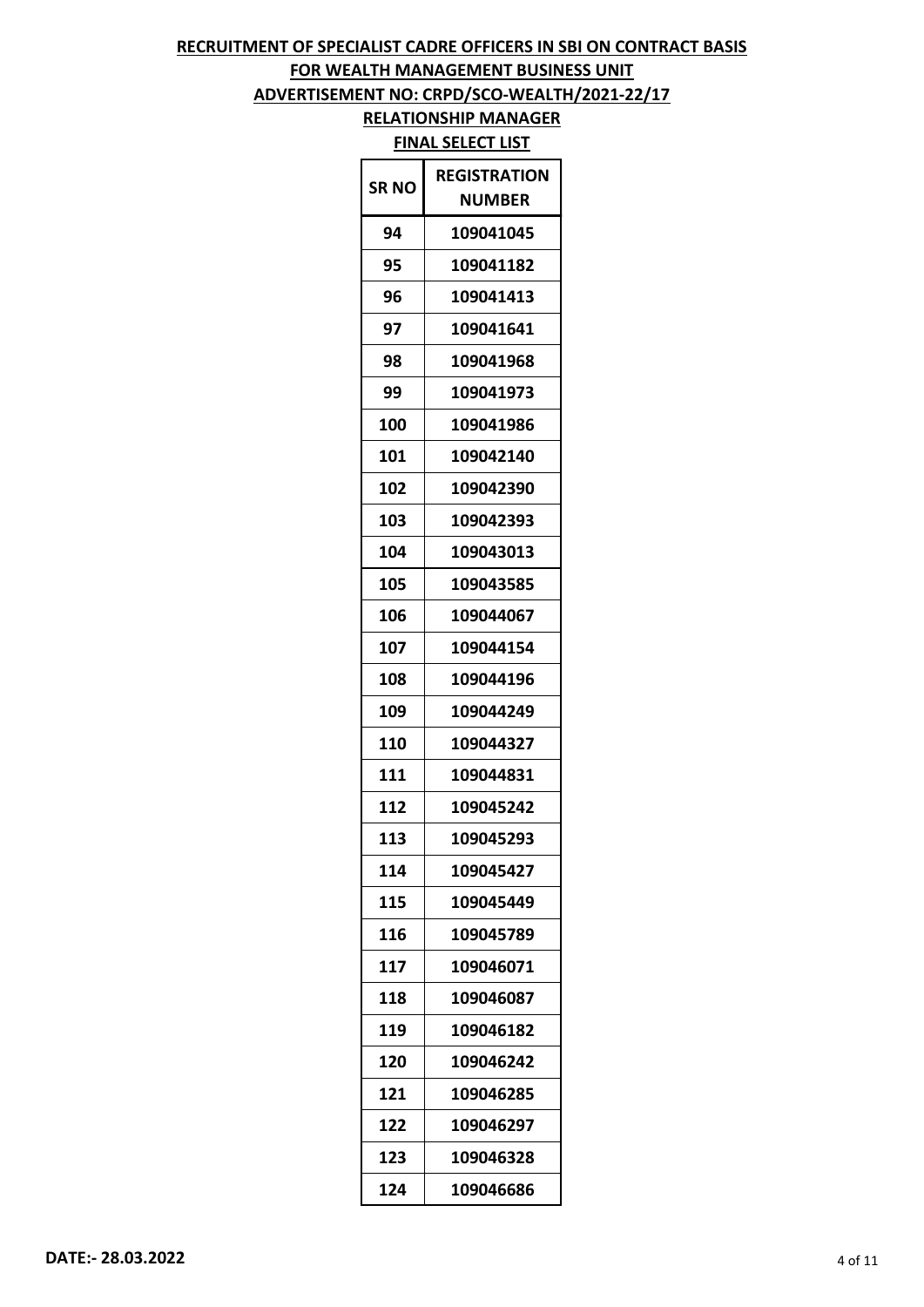**RECRUITMENT OF SPECIALIST CADRE OFFICERS IN SBI ON CONTRACT BASIS**

**FOR WEALTH MANAGEMENT BUSINESS UNIT**

**ADVERTISEMENT NO: CRPD/SCO-WEALTH/2021-22/17**

**RELATIONSHIP MANAGER**

**FINAL SELECT LIST**

| SR NO | REGISTRATION NUMBER |
|---|---|
| 94 | 109041045 |
| 95 | 109041182 |
| 96 | 109041413 |
| 97 | 109041641 |
| 98 | 109041968 |
| 99 | 109041973 |
| 100 | 109041986 |
| 101 | 109042140 |
| 102 | 109042390 |
| 103 | 109042393 |
| 104 | 109043013 |
| 105 | 109043585 |
| 106 | 109044067 |
| 107 | 109044154 |
| 108 | 109044196 |
| 109 | 109044249 |
| 110 | 109044327 |
| 111 | 109044831 |
| 112 | 109045242 |
| 113 | 109045293 |
| 114 | 109045427 |
| 115 | 109045449 |
| 116 | 109045789 |
| 117 | 109046071 |
| 118 | 109046087 |
| 119 | 109046182 |
| 120 | 109046242 |
| 121 | 109046285 |
| 122 | 109046297 |
| 123 | 109046328 |
| 124 | 109046686 |

**DATE:- 28.03.2022**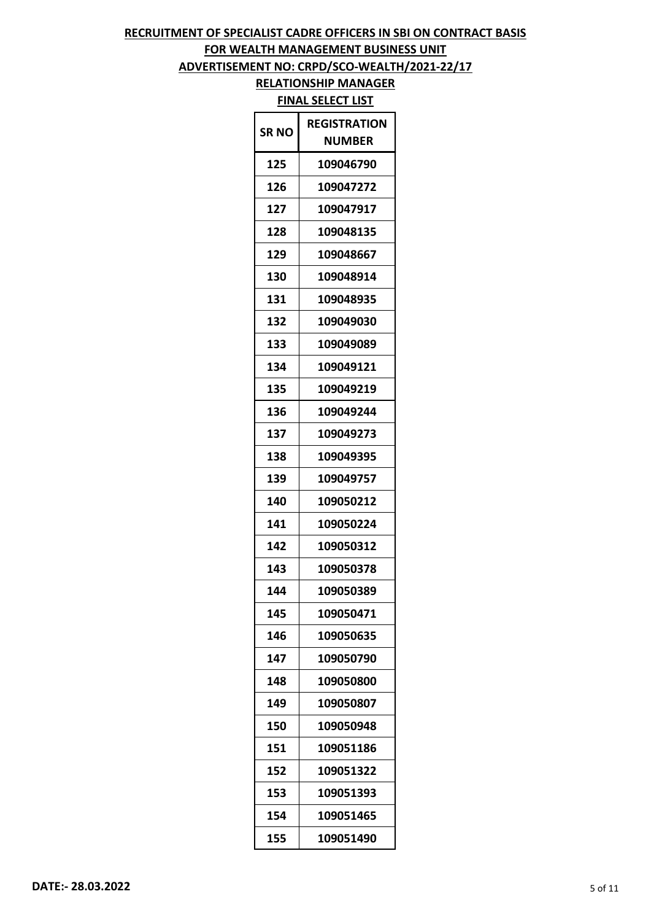# RECRUITMENT OF SPECIALIST CADRE OFFICERS IN SBI ON CONTRACT BASIS

## FOR WEALTH MANAGEMENT BUSINESS UNIT

## ADVERTISEMENT NO: CRPD/SCO-WEALTH/2021-22/17

## RELATIONSHIP MANAGER

## FINAL SELECT LIST

| SR NO | REGISTRATION NUMBER |
|---|---|
| 125 | 109046790 |
| 126 | 109047272 |
| 127 | 109047917 |
| 128 | 109048135 |
| 129 | 109048667 |
| 130 | 109048914 |
| 131 | 109048935 |
| 132 | 109049030 |
| 133 | 109049089 |
| 134 | 109049121 |
| 135 | 109049219 |
| 136 | 109049244 |
| 137 | 109049273 |
| 138 | 109049395 |
| 139 | 109049757 |
| 140 | 109050212 |
| 141 | 109050224 |
| 142 | 109050312 |
| 143 | 109050378 |
| 144 | 109050389 |
| 145 | 109050471 |
| 146 | 109050635 |
| 147 | 109050790 |
| 148 | 109050800 |
| 149 | 109050807 |
| 150 | 109050948 |
| 151 | 109051186 |
| 152 | 109051322 |
| 153 | 109051393 |
| 154 | 109051465 |
| 155 | 109051490 |

**DATE:- 28.03.2022**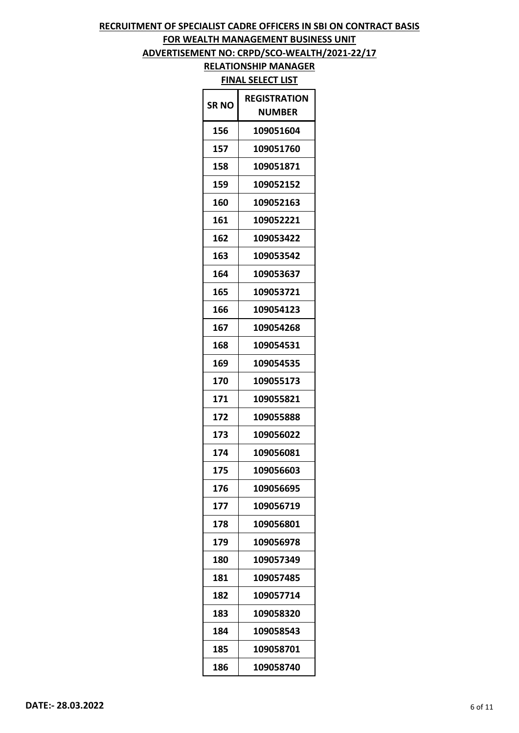**RECRUITMENT OF SPECIALIST CADRE OFFICERS IN SBI ON CONTRACT BASIS**

**FOR WEALTH MANAGEMENT BUSINESS UNIT**

**ADVERTISEMENT NO: CRPD/SCO-WEALTH/2021-22/17**

**RELATIONSHIP MANAGER**

**FINAL SELECT LIST**

| SR NO | REGISTRATION NUMBER |
|---|---|
| 156 | 109051604 |
| 157 | 109051760 |
| 158 | 109051871 |
| 159 | 109052152 |
| 160 | 109052163 |
| 161 | 109052221 |
| 162 | 109053422 |
| 163 | 109053542 |
| 164 | 109053637 |
| 165 | 109053721 |
| 166 | 109054123 |
| 167 | 109054268 |
| 168 | 109054531 |
| 169 | 109054535 |
| 170 | 109055173 |
| 171 | 109055821 |
| 172 | 109055888 |
| 173 | 109056022 |
| 174 | 109056081 |
| 175 | 109056603 |
| 176 | 109056695 |
| 177 | 109056719 |
| 178 | 109056801 |
| 179 | 109056978 |
| 180 | 109057349 |
| 181 | 109057485 |
| 182 | 109057714 |
| 183 | 109058320 |
| 184 | 109058543 |
| 185 | 109058701 |
| 186 | 109058740 |

**DATE:- 28.03.2022**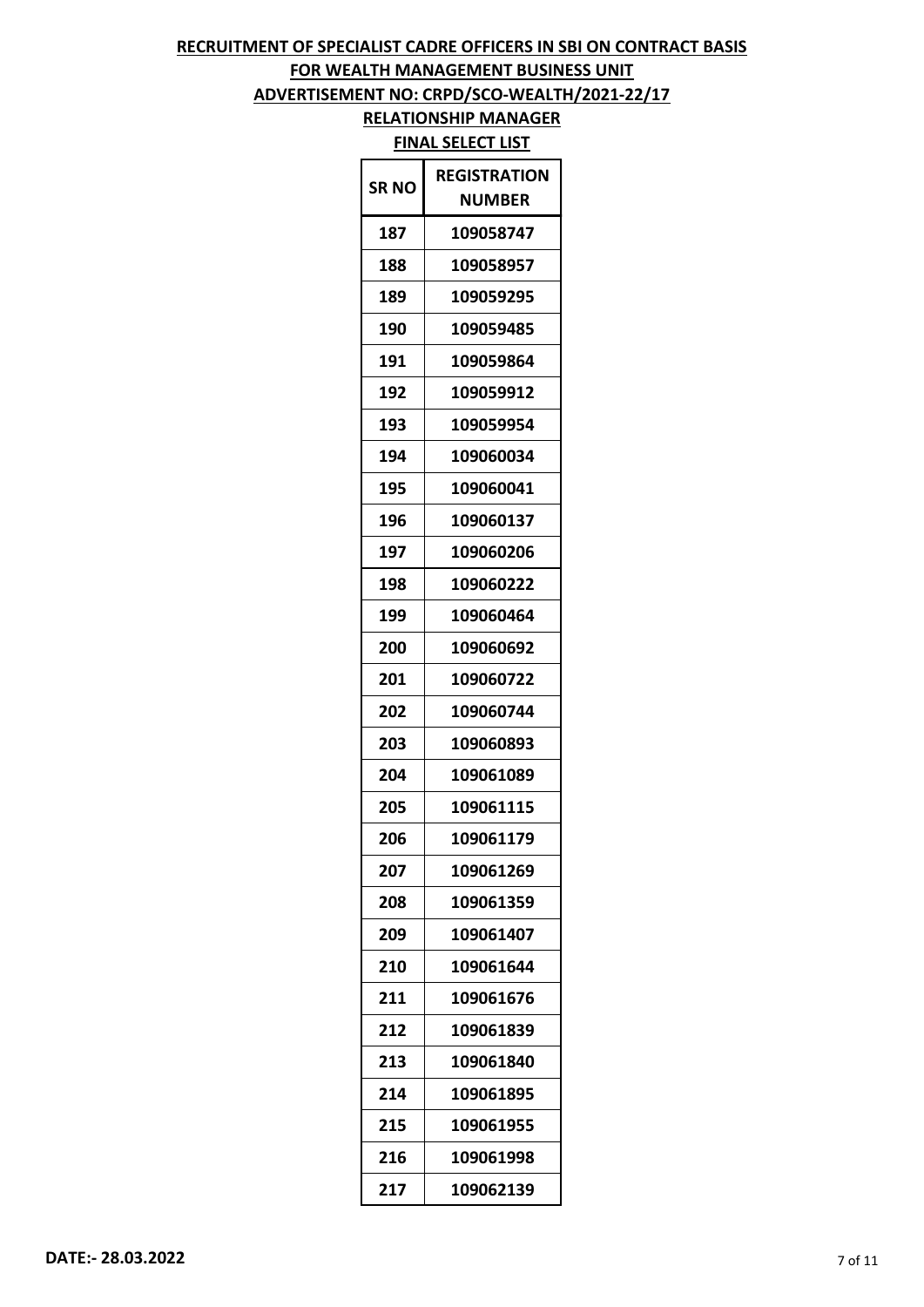**RECRUITMENT OF SPECIALIST CADRE OFFICERS IN SBI ON CONTRACT BASIS**

**FOR WEALTH MANAGEMENT BUSINESS UNIT**

**ADVERTISEMENT NO: CRPD/SCO-WEALTH/2021-22/17**

**RELATIONSHIP MANAGER**

**FINAL SELECT LIST**

| SR NO | REGISTRATION NUMBER |
|---|---|
| 187 | 109058747 |
| 188 | 109058957 |
| 189 | 109059295 |
| 190 | 109059485 |
| 191 | 109059864 |
| 192 | 109059912 |
| 193 | 109059954 |
| 194 | 109060034 |
| 195 | 109060041 |
| 196 | 109060137 |
| 197 | 109060206 |
| 198 | 109060222 |
| 199 | 109060464 |
| 200 | 109060692 |
| 201 | 109060722 |
| 202 | 109060744 |
| 203 | 109060893 |
| 204 | 109061089 |
| 205 | 109061115 |
| 206 | 109061179 |
| 207 | 109061269 |
| 208 | 109061359 |
| 209 | 109061407 |
| 210 | 109061644 |
| 211 | 109061676 |
| 212 | 109061839 |
| 213 | 109061840 |
| 214 | 109061895 |
| 215 | 109061955 |
| 216 | 109061998 |
| 217 | 109062139 |

**DATE:- 28.03.2022**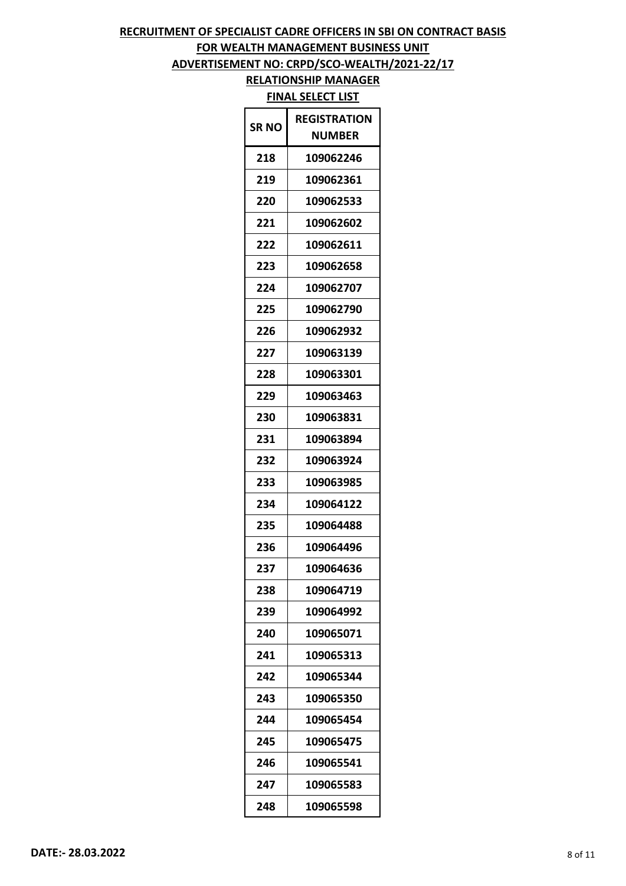**RECRUITMENT OF SPECIALIST CADRE OFFICERS IN SBI ON CONTRACT BASIS**

**FOR WEALTH MANAGEMENT BUSINESS UNIT**

**ADVERTISEMENT NO: CRPD/SCO-WEALTH/2021-22/17**

**RELATIONSHIP MANAGER**

**FINAL SELECT LIST**

| SR NO | REGISTRATION NUMBER |
|---|---|
| 218 | 109062246 |
| 219 | 109062361 |
| 220 | 109062533 |
| 221 | 109062602 |
| 222 | 109062611 |
| 223 | 109062658 |
| 224 | 109062707 |
| 225 | 109062790 |
| 226 | 109062932 |
| 227 | 109063139 |
| 228 | 109063301 |
| 229 | 109063463 |
| 230 | 109063831 |
| 231 | 109063894 |
| 232 | 109063924 |
| 233 | 109063985 |
| 234 | 109064122 |
| 235 | 109064488 |
| 236 | 109064496 |
| 237 | 109064636 |
| 238 | 109064719 |
| 239 | 109064992 |
| 240 | 109065071 |
| 241 | 109065313 |
| 242 | 109065344 |
| 243 | 109065350 |
| 244 | 109065454 |
| 245 | 109065475 |
| 246 | 109065541 |
| 247 | 109065583 |
| 248 | 109065598 |

**DATE:- 28.03.2022**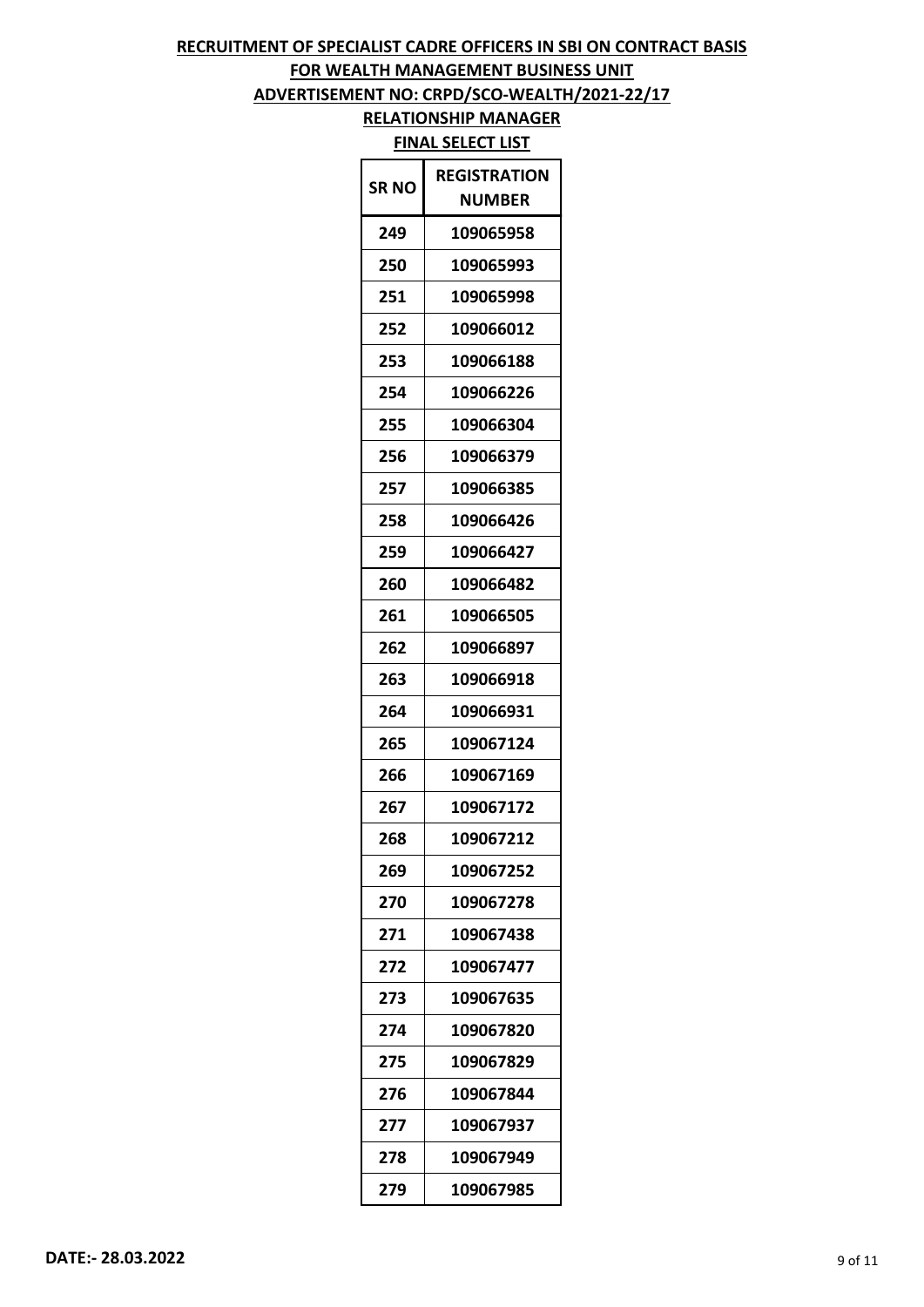**RECRUITMENT OF SPECIALIST CADRE OFFICERS IN SBI ON CONTRACT BASIS**

**FOR WEALTH MANAGEMENT BUSINESS UNIT**

**ADVERTISEMENT NO: CRPD/SCO-WEALTH/2021-22/17**

**RELATIONSHIP MANAGER**

**FINAL SELECT LIST**

| SR NO | REGISTRATION NUMBER |
|---|---|
| 249 | 109065958 |
| 250 | 109065993 |
| 251 | 109065998 |
| 252 | 109066012 |
| 253 | 109066188 |
| 254 | 109066226 |
| 255 | 109066304 |
| 256 | 109066379 |
| 257 | 109066385 |
| 258 | 109066426 |
| 259 | 109066427 |
| 260 | 109066482 |
| 261 | 109066505 |
| 262 | 109066897 |
| 263 | 109066918 |
| 264 | 109066931 |
| 265 | 109067124 |
| 266 | 109067169 |
| 267 | 109067172 |
| 268 | 109067212 |
| 269 | 109067252 |
| 270 | 109067278 |
| 271 | 109067438 |
| 272 | 109067477 |
| 273 | 109067635 |
| 274 | 109067820 |
| 275 | 109067829 |
| 276 | 109067844 |
| 277 | 109067937 |
| 278 | 109067949 |
| 279 | 109067985 |

**DATE:- 28.03.2022**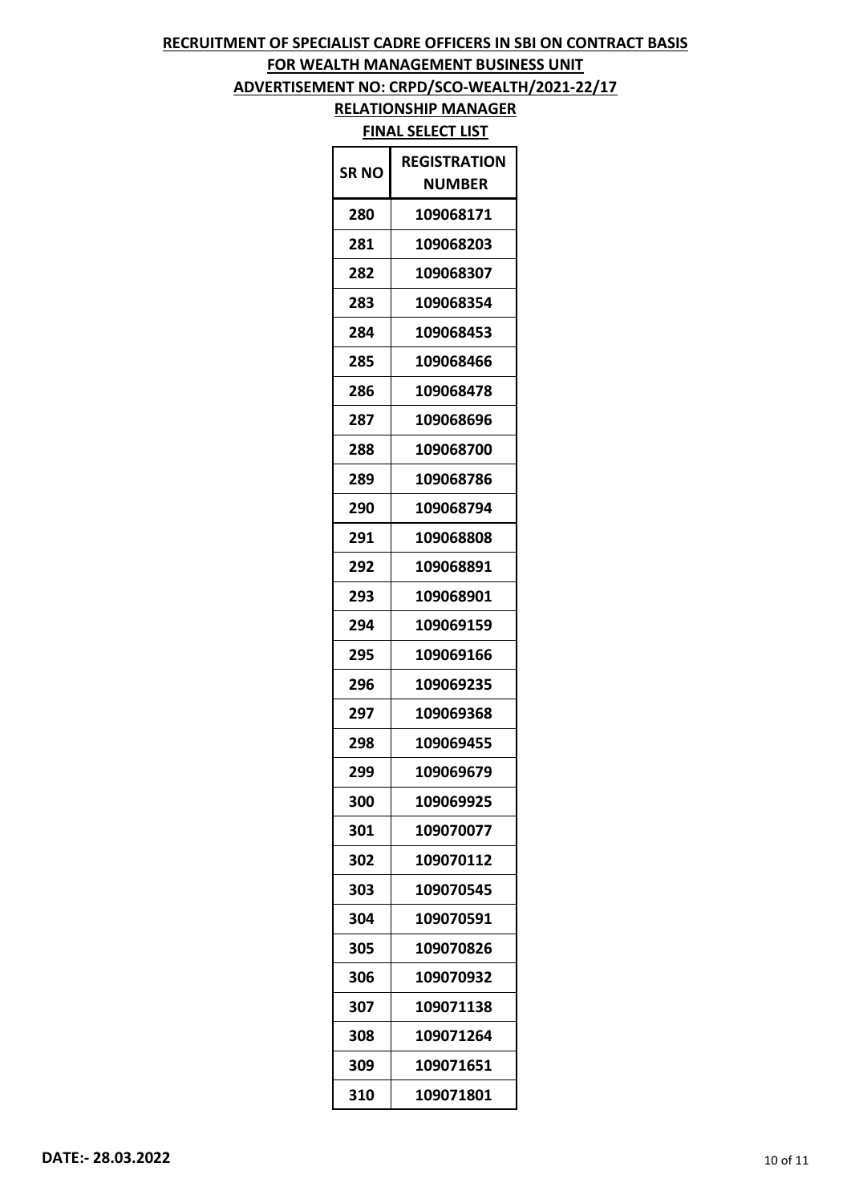**RECRUITMENT OF SPECIALIST CADRE OFFICERS IN SBI ON CONTRACT BASIS**

**FOR WEALTH MANAGEMENT BUSINESS UNIT**

**ADVERTISEMENT NO: CRPD/SCO-WEALTH/2021-22/17**

**RELATIONSHIP MANAGER**

**FINAL SELECT LIST**

| SR NO | REGISTRATION NUMBER |
|---|---|
| 280 | 109068171 |
| 281 | 109068203 |
| 282 | 109068307 |
| 283 | 109068354 |
| 284 | 109068453 |
| 285 | 109068466 |
| 286 | 109068478 |
| 287 | 109068696 |
| 288 | 109068700 |
| 289 | 109068786 |
| 290 | 109068794 |
| 291 | 109068808 |
| 292 | 109068891 |
| 293 | 109068901 |
| 294 | 109069159 |
| 295 | 109069166 |
| 296 | 109069235 |
| 297 | 109069368 |
| 298 | 109069455 |
| 299 | 109069679 |
| 300 | 109069925 |
| 301 | 109070077 |
| 302 | 109070112 |
| 303 | 109070545 |
| 304 | 109070591 |
| 305 | 109070826 |
| 306 | 109070932 |
| 307 | 109071138 |
| 308 | 109071264 |
| 309 | 109071651 |
| 310 | 109071801 |

**DATE:- 28.03.2022**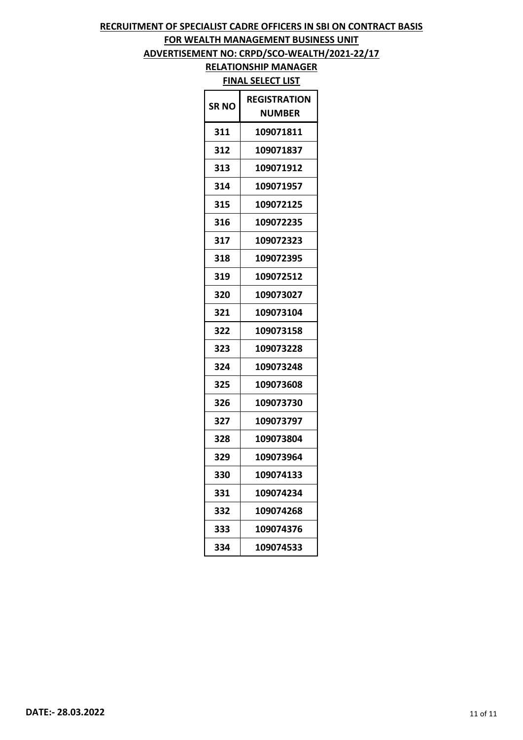**RECRUITMENT OF SPECIALIST CADRE OFFICERS IN SBI ON CONTRACT BASIS**

**FOR WEALTH MANAGEMENT BUSINESS UNIT**

**ADVERTISEMENT NO: CRPD/SCO-WEALTH/2021-22/17**

**RELATIONSHIP MANAGER**

**FINAL SELECT LIST**

| SR NO | REGISTRATION NUMBER |
|---|---|
| 311 | 109071811 |
| 312 | 109071837 |
| 313 | 109071912 |
| 314 | 109071957 |
| 315 | 109072125 |
| 316 | 109072235 |
| 317 | 109072323 |
| 318 | 109072395 |
| 319 | 109072512 |
| 320 | 109073027 |
| 321 | 109073104 |
| 322 | 109073158 |
| 323 | 109073228 |
| 324 | 109073248 |
| 325 | 109073608 |
| 326 | 109073730 |
| 327 | 109073797 |
| 328 | 109073804 |
| 329 | 109073964 |
| 330 | 109074133 |
| 331 | 109074234 |
| 332 | 109074268 |
| 333 | 109074376 |
| 334 | 109074533 |

**DATE:- 28.03.2022**